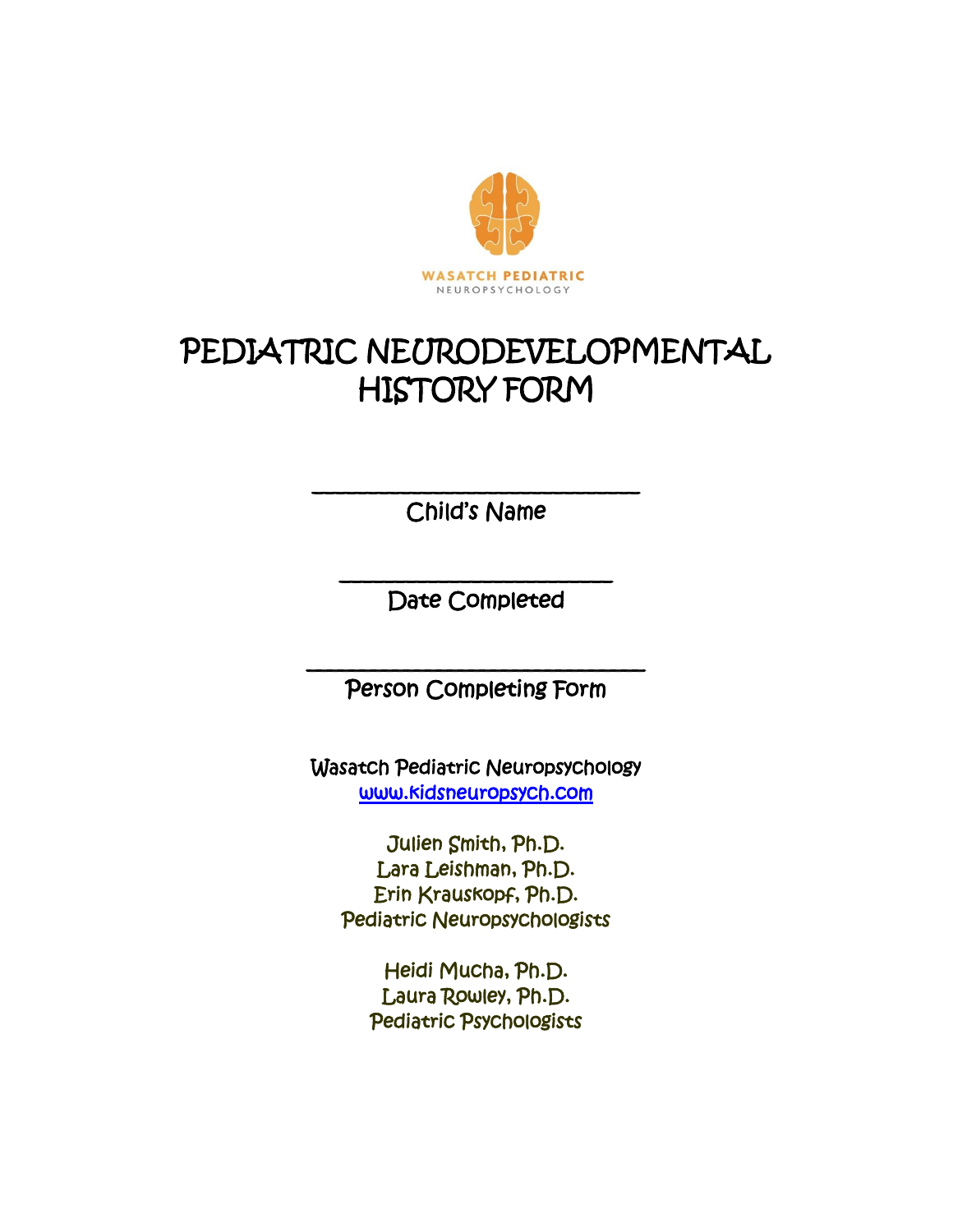WASATCH PEDIATRIC
NEUROPSYCHOLOGY

# PEDIATRIC NEURODEVELOPMENTAL HISTORY FORM

______________________________
Child's Name

_________________________
Date Completed

_______________________________
Person Completing Form

Wasatch Pediatric Neuropsychology
www.kidsneuropsych.com

Julien Smith, Ph.D.
Lara Leishman, Ph.D.
Erin Krauskopf, Ph.D.
Pediatric Neuropsychologists

Heidi Mucha, Ph.D.
Laura Rowley, Ph.D.
Pediatric Psychologists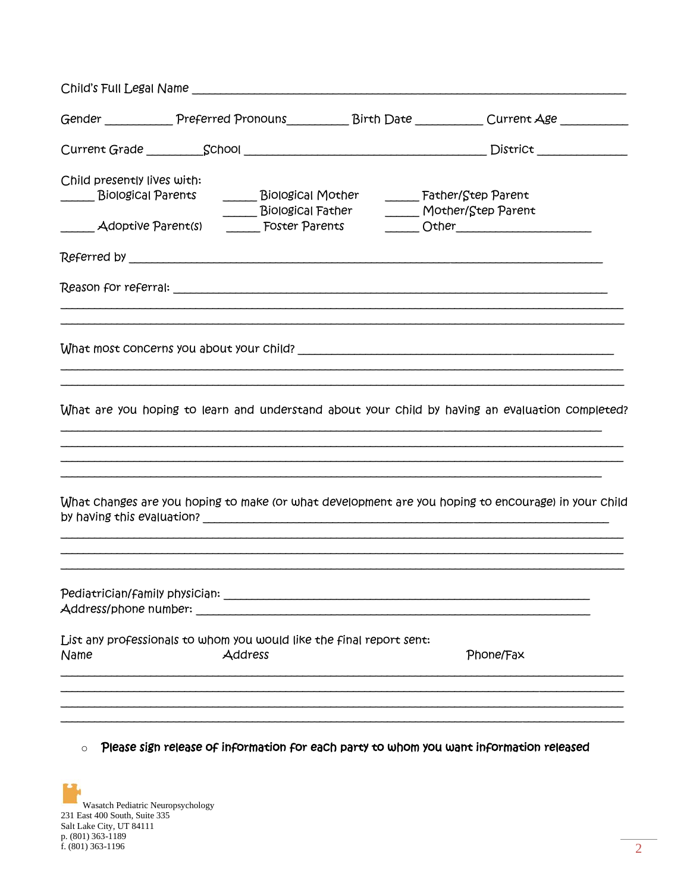Child's Full Legal Name ___________________________________________________________________

Gender __________ Preferred Pronouns_________ Birth Date __________ Current Age __________

Current Grade ________School _____________________________________ District _____________

Child presently lives with:

_____ Biological Parents _____ Biological Mother _____ Father/Step Parent

_____ Biological Father _____ Mother/Step Parent

_____ Adoptive Parent(s) _____ Foster Parents _____ Other____________________

Referred by _________________________________________________________________________

Reason for referral: __________________________________________________________________

_____________________________________________________________________________________

_____________________________________________________________________________________

What most concerns you about your child? _______________________________________________

_____________________________________________________________________________________

_____________________________________________________________________________________

What are you hoping to learn and understand about your child by having an evaluation completed?

_____________________________________________________________________________________

_____________________________________________________________________________________

_____________________________________________________________________________________

_____________________________________________________________________________________

What changes are you hoping to make (or what development are you hoping to encourage) in your child by having this evaluation? ______________________________________________________________

_____________________________________________________________________________________

_____________________________________________________________________________________

_____________________________________________________________________________________

Pediatrician/family physician: _________________________________________________________

Address/phone number: _______________________________________________________________

List any professionals to whom you would like the final report sent:

Name Address Phone/Fax

_____________________________________________________________________________________

_____________________________________________________________________________________

_____________________________________________________________________________________

_____________________________________________________________________________________

- **Please sign release of information for each party to whom you want information released**

Wasatch Pediatric Neuropsychology
231 East 400 South, Suite 335
Salt Lake City, UT 84111
p. (801) 363-1189
f. (801) 363-1196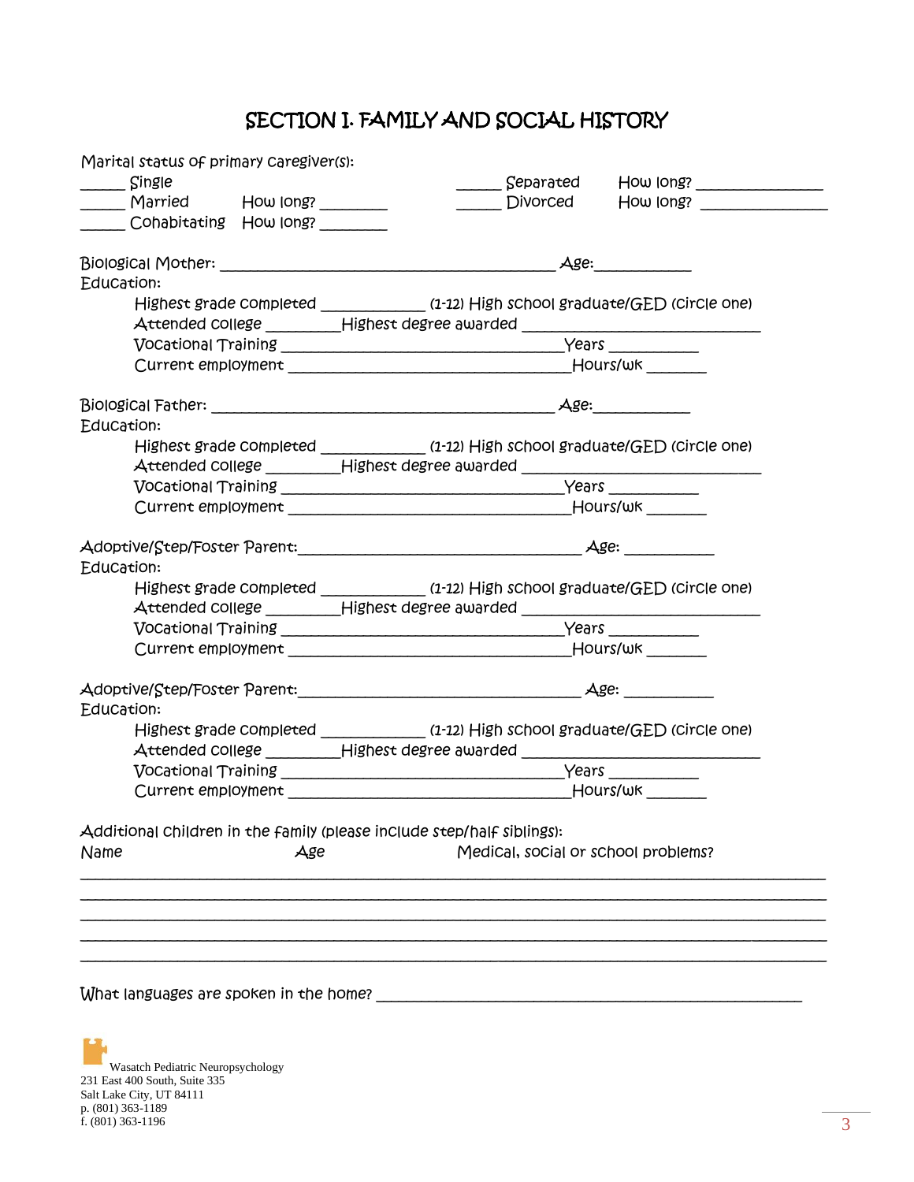# SECTION I. FAMILY AND SOCIAL HISTORY

Marital status of primary caregiver(s):

_____ Single
_____ Married How long? ________
_____ Cohabitating How long? ________
_____ Separated How long? _______________
_____ Divorced How long? _______________

Biological Mother: __________________________________________ Age:___________

Education:

Highest grade completed ____________ (1-12) High school graduate/GED (circle one)
Attended college ________Highest degree awarded ____________________________
Vocational Training __________________________________Years __________
Current employment __________________________________Hours/wk _______

Biological Father: ___________________________________________ Age:___________

Education:

Highest grade completed ____________ (1-12) High school graduate/GED (circle one)
Attended college ________Highest degree awarded ____________________________
Vocational Training __________________________________Years __________
Current employment __________________________________Hours/wk _______

Adoptive/Step/Foster Parent:__________________________________ Age: __________

Education:

Highest grade completed ____________ (1-12) High school graduate/GED (circle one)
Attended college ________Highest degree awarded ____________________________
Vocational Training __________________________________Years __________
Current employment __________________________________Hours/wk _______

Adoptive/Step/Foster Parent:__________________________________ Age: __________

Education:

Highest grade completed ____________ (1-12) High school graduate/GED (circle one)
Attended college ________Highest degree awarded ____________________________
Vocational Training __________________________________Years __________
Current employment __________________________________Hours/wk _______

Additional children in the family (please include step/half siblings):

Name Age Medical, social or school problems?

_____________________________________________________________________________
_____________________________________________________________________________
_____________________________________________________________________________
_____________________________________________________________________________
_____________________________________________________________________________

What languages are spoken in the home? ____________________________________________________

Wasatch Pediatric Neuropsychology
231 East 400 South, Suite 335
Salt Lake City, UT 84111
p. (801) 363-1189
f. (801) 363-1196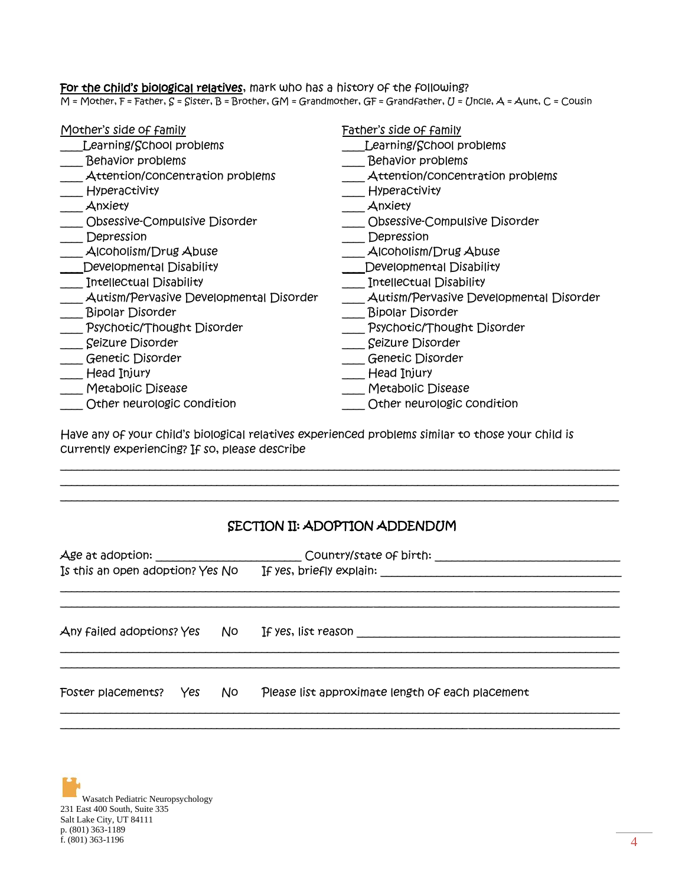**For the child's biological relatives**, mark who has a history of the following?
M = Mother, F = Father, S = Sister, B = Brother, GM = Grandmother, GF = Grandfather, U = Uncle, A = Aunt, C = Cousin

Mother's side of family
\_\_\_\_Learning/School problems
\_\_\_\_ Behavior problems
\_\_\_\_ Attention/concentration problems
\_\_\_\_ Hyperactivity
\_\_\_\_ Anxiety
\_\_\_\_ Obsessive-Compulsive Disorder
\_\_\_\_ Depression
\_\_\_\_ Alcoholism/Drug Abuse
\_\_\_\_Developmental Disability
\_\_\_\_ Intellectual Disability
\_\_\_\_ Autism/Pervasive Developmental Disorder
\_\_\_\_ Bipolar Disorder
\_\_\_\_ Psychotic/Thought Disorder
\_\_\_\_ Seizure Disorder
\_\_\_\_ Genetic Disorder
\_\_\_\_ Head Injury
\_\_\_\_ Metabolic Disease
\_\_\_\_ Other neurologic condition

Father's side of family
\_\_\_\_Learning/School problems
\_\_\_\_ Behavior problems
\_\_\_\_ Attention/concentration problems
\_\_\_\_ Hyperactivity
\_\_\_\_ Anxiety
\_\_\_\_ Obsessive-Compulsive Disorder
\_\_\_\_ Depression
\_\_\_\_ Alcoholism/Drug Abuse
\_\_\_\_Developmental Disability
\_\_\_\_ Intellectual Disability
\_\_\_\_ Autism/Pervasive Developmental Disorder
\_\_\_\_ Bipolar Disorder
\_\_\_\_ Psychotic/Thought Disorder
\_\_\_\_ Seizure Disorder
\_\_\_\_ Genetic Disorder
\_\_\_\_ Head Injury
\_\_\_\_ Metabolic Disease
\_\_\_\_ Other neurologic condition

Have any of your child's biological relatives experienced problems similar to those your child is currently experiencing? If so, please describe

\_\_\_\_\_\_\_\_\_\_\_\_\_\_\_\_\_\_\_\_\_\_\_\_\_\_\_\_\_\_\_\_\_\_\_\_\_\_\_\_\_\_\_\_\_\_\_\_\_\_\_\_\_\_\_\_\_\_\_\_\_\_\_\_\_\_\_\_\_\_\_\_\_\_\_\_\_\_
\_\_\_\_\_\_\_\_\_\_\_\_\_\_\_\_\_\_\_\_\_\_\_\_\_\_\_\_\_\_\_\_\_\_\_\_\_\_\_\_\_\_\_\_\_\_\_\_\_\_\_\_\_\_\_\_\_\_\_\_\_\_\_\_\_\_\_\_\_\_\_\_\_\_\_\_\_\_
\_\_\_\_\_\_\_\_\_\_\_\_\_\_\_\_\_\_\_\_\_\_\_\_\_\_\_\_\_\_\_\_\_\_\_\_\_\_\_\_\_\_\_\_\_\_\_\_\_\_\_\_\_\_\_\_\_\_\_\_\_\_\_\_\_\_\_\_\_\_\_\_\_\_\_\_\_\_

## SECTION II: ADOPTION ADDENDUM

Age at adoption: \_\_\_\_\_\_\_\_\_\_\_\_\_\_\_\_\_\_\_\_\_\_\_ Country/state of birth: \_\_\_\_\_\_\_\_\_\_\_\_\_\_\_\_\_\_\_\_\_\_\_\_\_\_\_\_
Is this an open adoption? Yes No If yes, briefly explain: \_\_\_\_\_\_\_\_\_\_\_\_\_\_\_\_\_\_\_\_\_\_\_\_\_\_\_\_\_\_\_\_\_\_\_\_\_
\_\_\_\_\_\_\_\_\_\_\_\_\_\_\_\_\_\_\_\_\_\_\_\_\_\_\_\_\_\_\_\_\_\_\_\_\_\_\_\_\_\_\_\_\_\_\_\_\_\_\_\_\_\_\_\_\_\_\_\_\_\_\_\_\_\_\_\_\_\_\_\_\_\_\_\_\_\_
\_\_\_\_\_\_\_\_\_\_\_\_\_\_\_\_\_\_\_\_\_\_\_\_\_\_\_\_\_\_\_\_\_\_\_\_\_\_\_\_\_\_\_\_\_\_\_\_\_\_\_\_\_\_\_\_\_\_\_\_\_\_\_\_\_\_\_\_\_\_\_\_\_\_\_\_\_\_

Any failed adoptions? Yes No If yes, list reason \_\_\_\_\_\_\_\_\_\_\_\_\_\_\_\_\_\_\_\_\_\_\_\_\_\_\_\_\_\_\_\_\_\_\_\_\_\_\_\_\_
\_\_\_\_\_\_\_\_\_\_\_\_\_\_\_\_\_\_\_\_\_\_\_\_\_\_\_\_\_\_\_\_\_\_\_\_\_\_\_\_\_\_\_\_\_\_\_\_\_\_\_\_\_\_\_\_\_\_\_\_\_\_\_\_\_\_\_\_\_\_\_\_\_\_\_\_\_\_
\_\_\_\_\_\_\_\_\_\_\_\_\_\_\_\_\_\_\_\_\_\_\_\_\_\_\_\_\_\_\_\_\_\_\_\_\_\_\_\_\_\_\_\_\_\_\_\_\_\_\_\_\_\_\_\_\_\_\_\_\_\_\_\_\_\_\_\_\_\_\_\_\_\_\_\_\_\_

Foster placements? Yes No Please list approximate length of each placement
\_\_\_\_\_\_\_\_\_\_\_\_\_\_\_\_\_\_\_\_\_\_\_\_\_\_\_\_\_\_\_\_\_\_\_\_\_\_\_\_\_\_\_\_\_\_\_\_\_\_\_\_\_\_\_\_\_\_\_\_\_\_\_\_\_\_\_\_\_\_\_\_\_\_\_\_\_\_
\_\_\_\_\_\_\_\_\_\_\_\_\_\_\_\_\_\_\_\_\_\_\_\_\_\_\_\_\_\_\_\_\_\_\_\_\_\_\_\_\_\_\_\_\_\_\_\_\_\_\_\_\_\_\_\_\_\_\_\_\_\_\_\_\_\_\_\_\_\_\_\_\_\_\_\_\_\_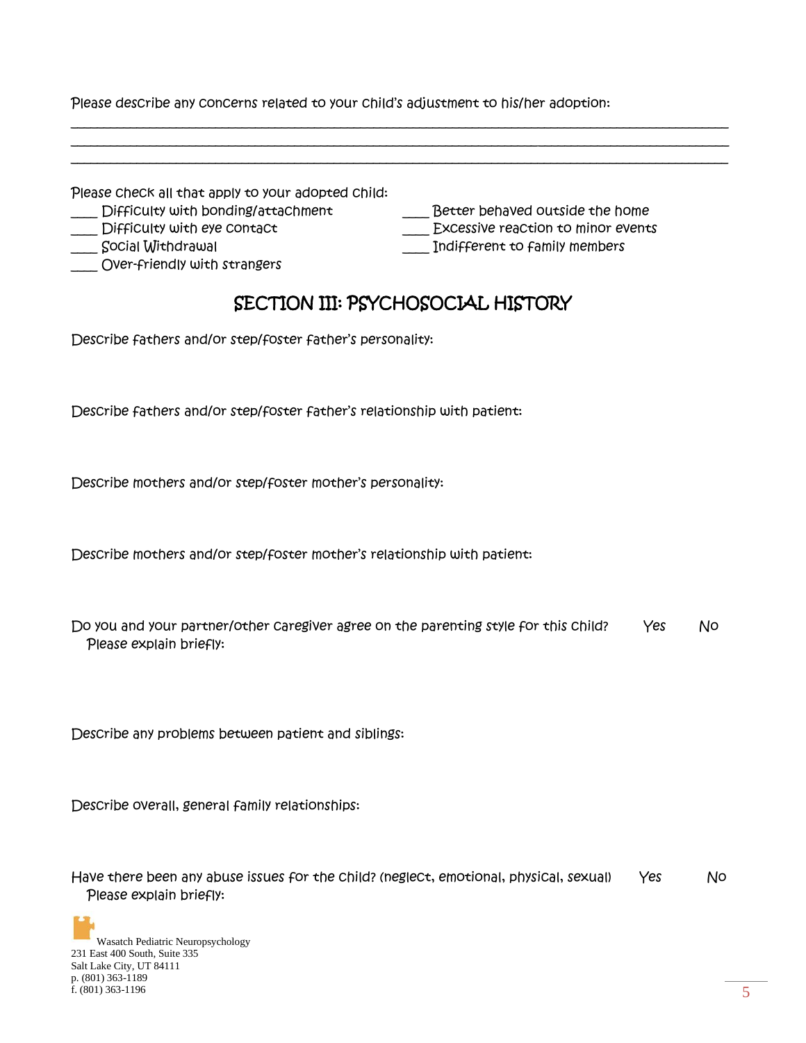Please describe any concerns related to your child's adjustment to his/her adoption:

___________________________________________________________________________________________
___________________________________________________________________________________________
___________________________________________________________________________________________

Please check all that apply to your adopted child:

____ Difficulty with bonding/attachment
____ Difficulty with eye contact
____ Social Withdrawal
____ Over-friendly with strangers
____ Better behaved outside the home
____ Excessive reaction to minor events
____ Indifferent to family members

## SECTION III: PSYCHOSOCIAL HISTORY

Describe fathers and/or step/foster father's personality:

Describe fathers and/or step/foster father's relationship with patient:

Describe mothers and/or step/foster mother's personality:

Describe mothers and/or step/foster mother's relationship with patient:

Do you and your partner/other caregiver agree on the parenting style for this child? Yes No
Please explain briefly:

Describe any problems between patient and siblings:

Describe overall, general family relationships:

Have there been any abuse issues for the child? (neglect, emotional, physical, sexual) Yes No
Please explain briefly:

Wasatch Pediatric Neuropsychology
231 East 400 South, Suite 335
Salt Lake City, UT 84111
p. (801) 363-1189
f. (801) 363-1196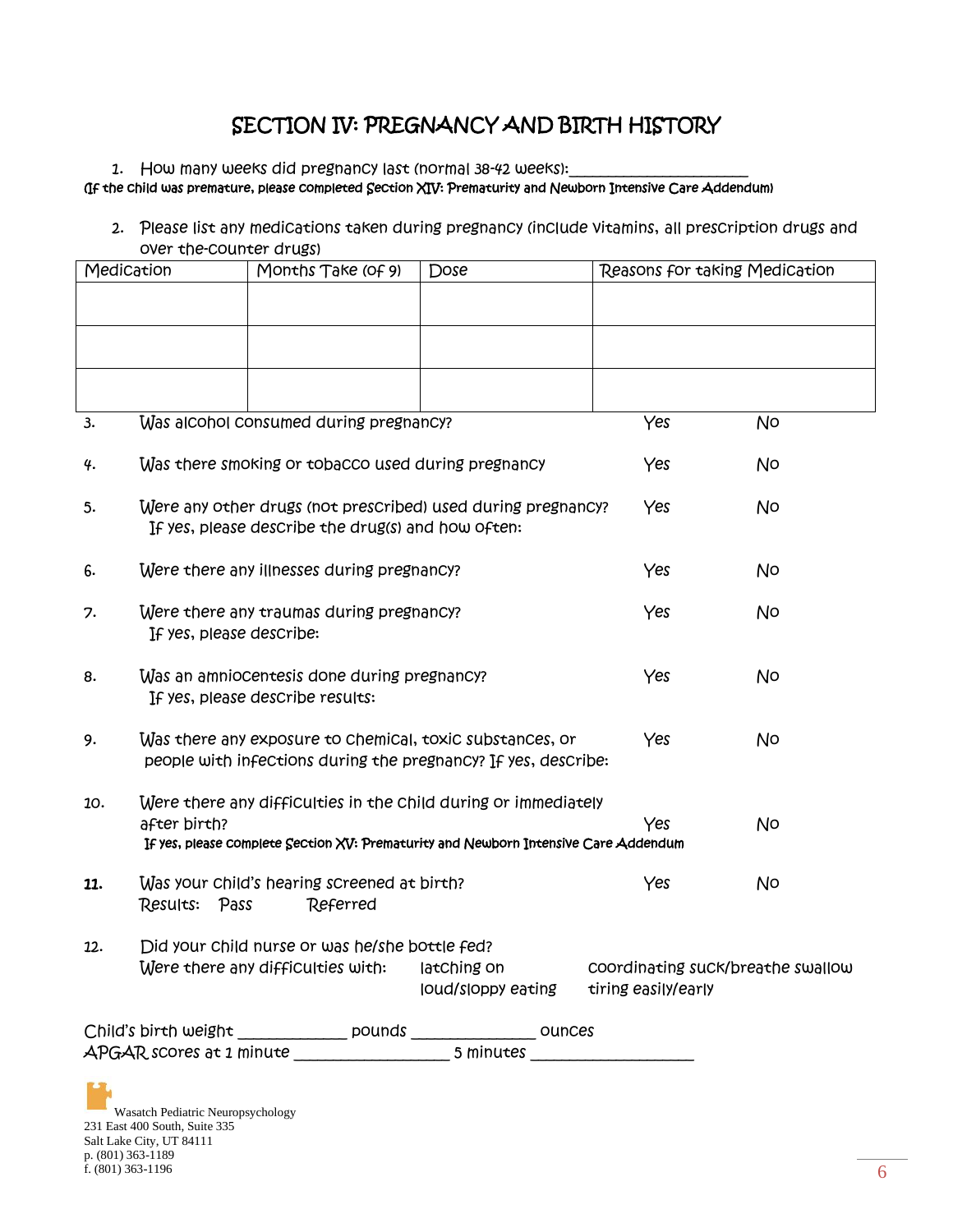# SECTION IV: PREGNANCY AND BIRTH HISTORY

1. How many weeks did pregnancy last (normal 38-42 weeks):______________________

**(If the child was premature, please completed Section XIV: Prematurity and Newborn Intensive Care Addendum)**

2. Please list any medications taken during pregnancy (include vitamins, all prescription drugs and over the-counter drugs)

| Medication | Months Take (of 9) | Dose | Reasons for taking Medication |
|---|---|---|---|
| | | | |
| | | | |
| | | | |

| | | | |
|---|---|---|---|
| 3. | Was alcohol consumed during pregnancy? | Yes | No |
| 4. | Was there smoking or tobacco used during pregnancy | Yes | No |
| 5. | Were any other drugs (not prescribed) used during pregnancy? If yes, please describe the drug(s) and how often: | Yes | No |
| 6. | Were there any illnesses during pregnancy? | Yes | No |
| 7. | Were there any traumas during pregnancy? If yes, please describe: | Yes | No |
| 8. | Was an amniocentesis done during pregnancy? If yes, please describe results: | Yes | No |
| 9. | Was there any exposure to chemical, toxic substances, or people with infections during the pregnancy? If yes, describe: | Yes | No |
| 10. | Were there any difficulties in the child during or immediately after birth? **If yes, please complete Section XV: Prematurity and Newborn Intensive Care Addendum** | Yes | No |
| **11.** | Was your child's hearing screened at birth? Results: Pass Referred | Yes | No |

12. Did your child nurse or was he/she bottle fed?
Were there any difficulties with: latching on · coordinating suck/breathe swallow · loud/sloppy eating · tiring easily/early

Child's birth weight ____________ pounds ______________ ounces
APGAR scores at 1 minute _________________ 5 minutes __________________

Wasatch Pediatric Neuropsychology
231 East 400 South, Suite 335
Salt Lake City, UT 84111
p. (801) 363-1189
f. (801) 363-1196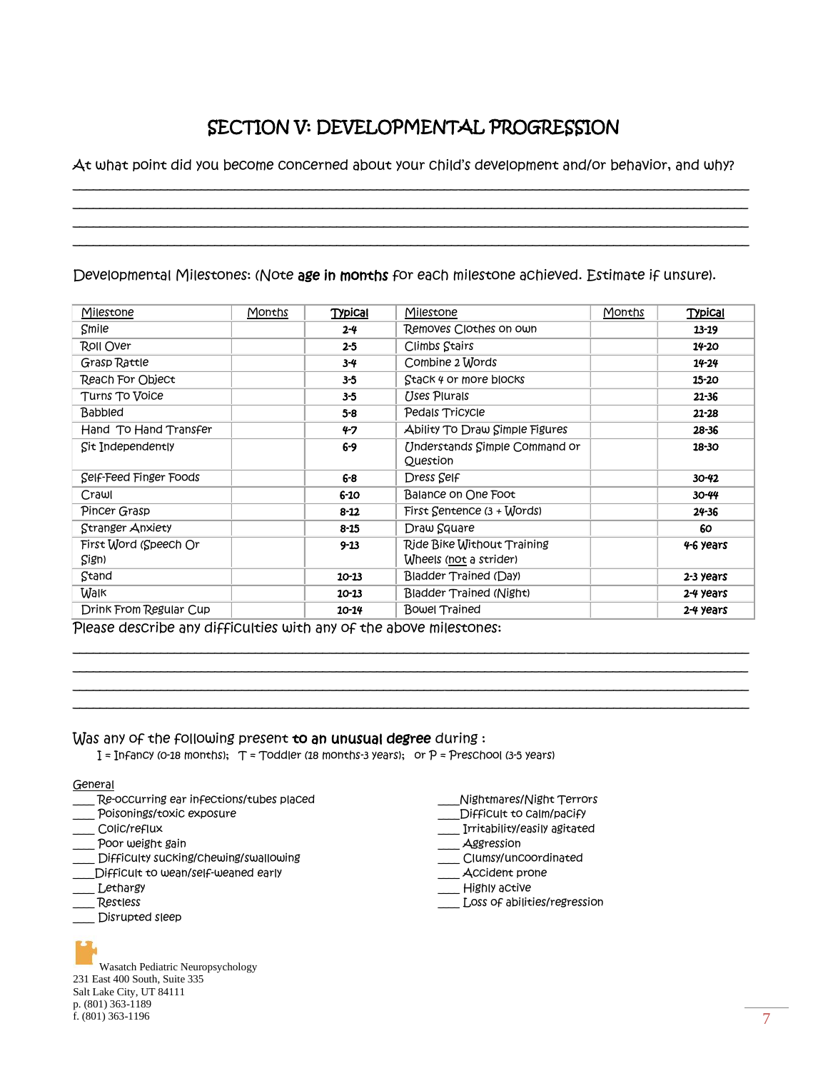# SECTION V: DEVELOPMENTAL PROGRESSION

At what point did you become concerned about your child's development and/or behavior, and why?

___________________________________________________________________________________________

___________________________________________________________________________________________

___________________________________________________________________________________________

___________________________________________________________________________________________

Developmental Milestones: (Note **age in months** for each milestone achieved. Estimate if unsure).

| Milestone | Months | Typical | Milestone | Months | Typical |
|---|---|---|---|---|---|
| Smile | | 2-4 | Removes Clothes on own | | 13-19 |
| Roll Over | | 2-5 | Climbs Stairs | | 14-20 |
| Grasp Rattle | | 3-4 | Combine 2 Words | | 14-24 |
| Reach For Object | | 3-5 | Stack 4 or more blocks | | 15-20 |
| Turns To Voice | | 3-5 | Uses Plurals | | 21-36 |
| Babbled | | 5-8 | Pedals Tricycle | | 21-28 |
| Hand To Hand Transfer | | 4-7 | Ability To Draw Simple Figures | | 28-36 |
| Sit Independently | | 6-9 | Understands Simple Command or Question | | 18-30 |
| Self-Feed Finger Foods | | 6-8 | Dress Self | | 30-42 |
| Crawl | | 6-10 | Balance on One Foot | | 30-44 |
| Pincer Grasp | | 8-12 | First Sentence (3 + Words) | | 24-36 |
| Stranger Anxiety | | 8-15 | Draw Square | | 60 |
| First Word (Speech Or Sign) | | 9-13 | Ride Bike Without Training Wheels (not a strider) | | 4-6 years |
| Stand | | 10-13 | Bladder Trained (Day) | | 2-3 years |
| Walk | | 10-13 | Bladder Trained (Night) | | 2-4 years |
| Drink From Regular Cup | | 10-14 | Bowel Trained | | 2-4 years |

Please describe any difficulties with any of the above milestones:

___________________________________________________________________________________________

___________________________________________________________________________________________

___________________________________________________________________________________________

___________________________________________________________________________________________

Was any of the following present **to an unusual degree** during :

I = Infancy (0-18 months); T = Toddler (18 months-3 years); or P = Preschool (3-5 years)

General

___ Re-occurring ear infections/tubes placed
___ Poisonings/toxic exposure
___ Colic/reflux
___ Poor weight gain
___ Difficulty sucking/chewing/swallowing
___ Difficult to wean/self-weaned early
___ Lethargy
___ Restless
___ Disrupted sleep
___ Nightmares/Night Terrors
___ Difficult to calm/pacify
___ Irritability/easily agitated
___ Aggression
___ Clumsy/uncoordinated
___ Accident prone
___ Highly active
___ Loss of abilities/regression

Wasatch Pediatric Neuropsychology
231 East 400 South, Suite 335
Salt Lake City, UT 84111
p. (801) 363-1189
f. (801) 363-1196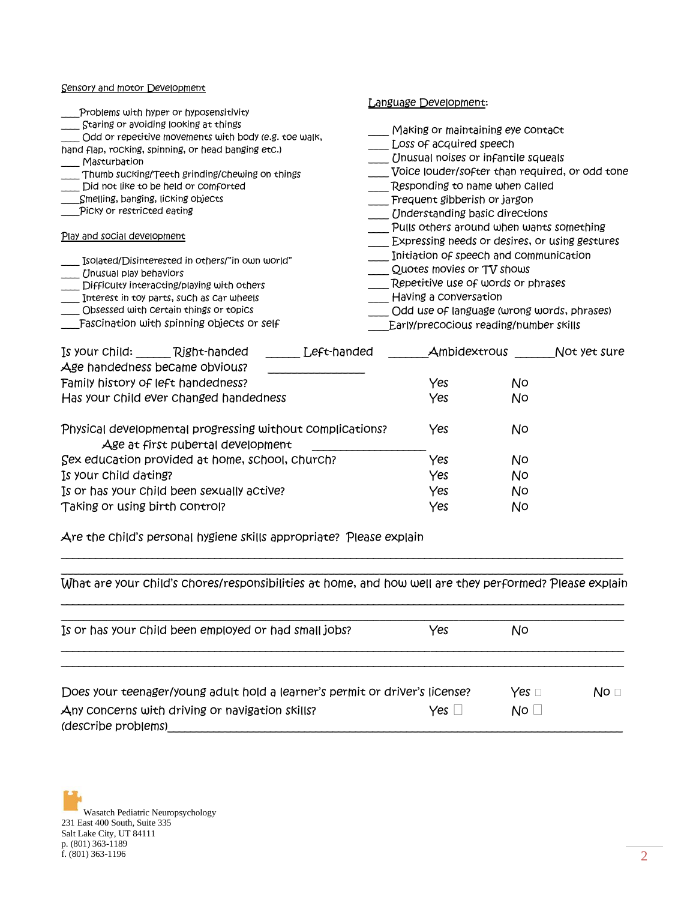Sensory and motor Development

___Problems with hyper or hyposensitivity
___ Staring or avoiding looking at things
___ Odd or repetitive movements with body (e.g. toe walk, hand flap, rocking, spinning, or head banging etc.)
___ Masturbation
___ Thumb sucking/Teeth grinding/chewing on things
___ Did not like to be held or comforted
___Smelling, banging, licking objects
___Picky or restricted eating

Play and social development

___ Isolated/Disinterested in others/"in own world"
___ Unusual play behaviors
___ Difficulty interacting/playing with others
___ Interest in toy parts, such as car wheels
___ Obsessed with certain things or topics
___Fascination with spinning objects or self

Language Development:

___ Making or maintaining eye contact
___ Loss of acquired speech
___ Unusual noises or infantile squeals
___ Voice louder/softer than required, or odd tone
___ Responding to name when called
___ Frequent gibberish or jargon
___ Understanding basic directions
___ Pulls others around when wants something
___ Expressing needs or desires, or using gestures
___ Initiation of speech and communication
___ Quotes movies or TV shows
___ Repetitive use of words or phrases
___ Having a conversation
___ Odd use of language (wrong words, phrases)
___Early/precocious reading/number skills

Is your child: _____ Right-handed _____ Left-handed ______Ambidextrous ______Not yet sure

Age handedness became obvious? _______________

Family history of left handedness? Yes No

Has your child ever changed handedness Yes No

Physical developmental progressing without complications? Yes No

Age at first pubertal development _________________

Sex education provided at home, school, church? Yes No

Is your child dating? Yes No

Is or has your child been sexually active? Yes No

Taking or using birth control? Yes No

Are the child's personal hygiene skills appropriate? Please explain

___________________________________________________________________________

___________________________________________________________________________

What are your child's chores/responsibilities at home, and how well are they performed? Please explain

___________________________________________________________________________

___________________________________________________________________________

Is or has your child been employed or had small jobs? Yes No

___________________________________________________________________________

___________________________________________________________________________

Does your teenager/young adult hold a learner's permit or driver's license? Yes ☐ No ☐

Any concerns with driving or navigation skills? Yes ☐ No ☐

(describe problems)___________________________________________________________

Wasatch Pediatric Neuropsychology
231 East 400 South, Suite 335
Salt Lake City, UT 84111
p. (801) 363-1189
f. (801) 363-1196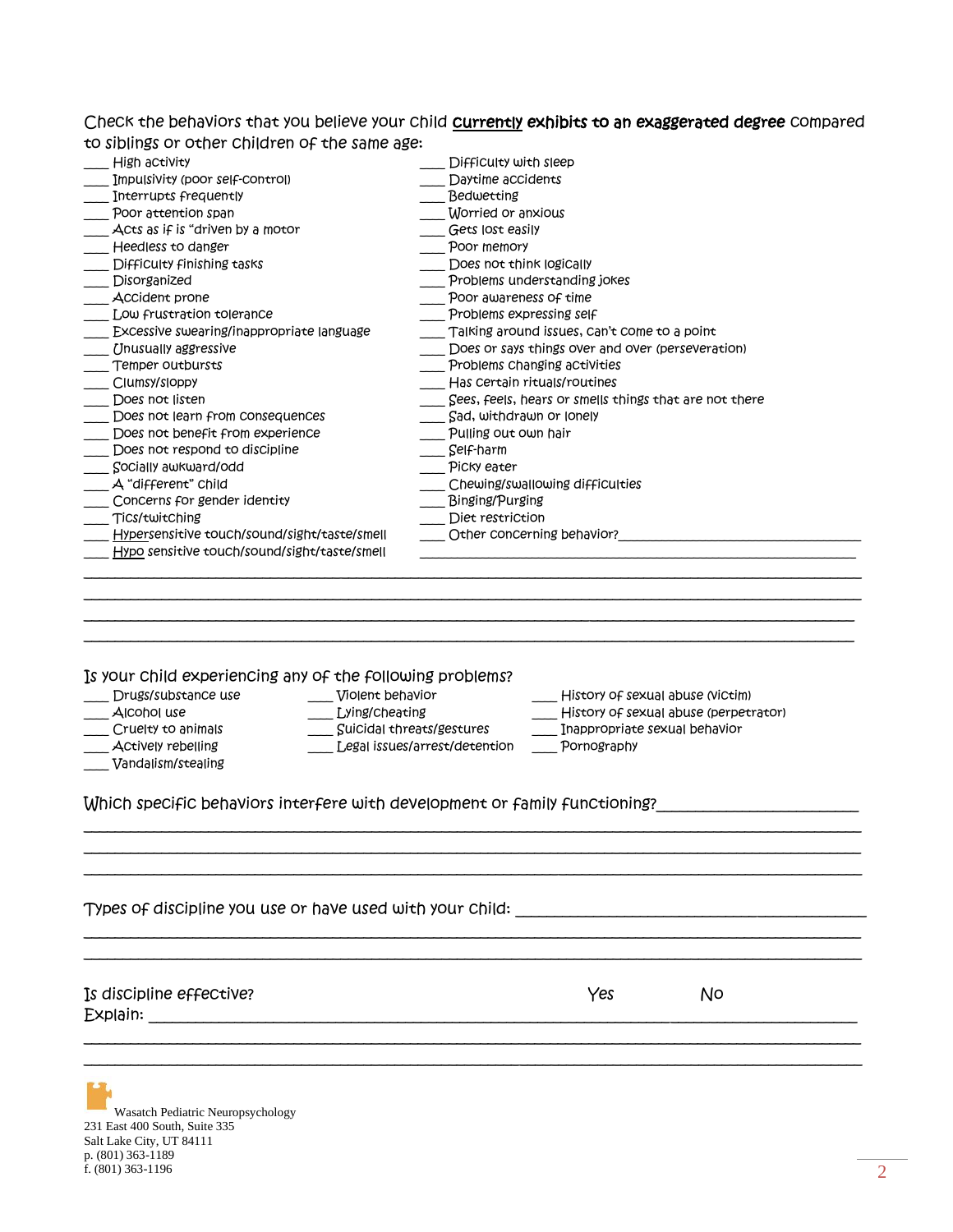Check the behaviors that you believe your child **<u>currently</u> exhibits to an exaggerated degree** compared to siblings or other children of the same age:

___ High activity
___ Impulsivity (poor self-control)
___ Interrupts frequently
___ Poor attention span
___ Acts as if is "driven by a motor
___ Heedless to danger
___ Difficulty finishing tasks
___ Disorganized
___ Accident prone
___ Low frustration tolerance
___ Excessive swearing/inappropriate language
___ Unusually aggressive
___ Temper outbursts
___ Clumsy/sloppy
___ Does not listen
___ Does not learn from consequences
___ Does not benefit from experience
___ Does not respond to discipline
___ Socially awkward/odd
___ A "different" child
___ Concerns for gender identity
___ Tics/twitching
___ <u>Hyper</u>sensitive touch/sound/sight/taste/smell
___ <u>Hypo</u> sensitive touch/sound/sight/taste/smell
___ Difficulty with sleep
___ Daytime accidents
___ Bedwetting
___ Worried or anxious
___ Gets lost easily
___ Poor memory
___ Does not think logically
___ Problems understanding jokes
___ Poor awareness of time
___ Problems expressing self
___ Talking around issues, can't come to a point
___ Does or says things over and over (perseveration)
___ Problems changing activities
___ Has certain rituals/routines
___ Sees, feels, hears or smells things that are not there
___ Sad, withdrawn or lonely
___ Pulling out own hair
___ Self-harm
___ Picky eater
___ Chewing/swallowing difficulties
___ Binging/Purging
___ Diet restriction
___ Other concerning behavior?________________________________
____________________________________________________________

______________________________________________________________________________
______________________________________________________________________________
______________________________________________________________________________
______________________________________________________________________________

Is your child experiencing any of the following problems?

___ Drugs/substance use
___ Alcohol use
___ Cruelty to animals
___ Actively rebelling
___ Vandalism/stealing
___ Violent behavior
___ Lying/cheating
___ Suicidal threats/gestures
___ Legal issues/arrest/detention
___ History of sexual abuse (victim)
___ History of sexual abuse (perpetrator)
___ Inappropriate sexual behavior
___ Pornography

Which specific behaviors interfere with development or family functioning?______________________
______________________________________________________________________________
______________________________________________________________________________
______________________________________________________________________________

Types of discipline you use or have used with your child: ________________________________
______________________________________________________________________________
______________________________________________________________________________

Is discipline effective? Yes No
Explain: _______________________________________________________________________
______________________________________________________________________________
______________________________________________________________________________

Wasatch Pediatric Neuropsychology
231 East 400 South, Suite 335
Salt Lake City, UT 84111
p. (801) 363-1189
f. (801) 363-1196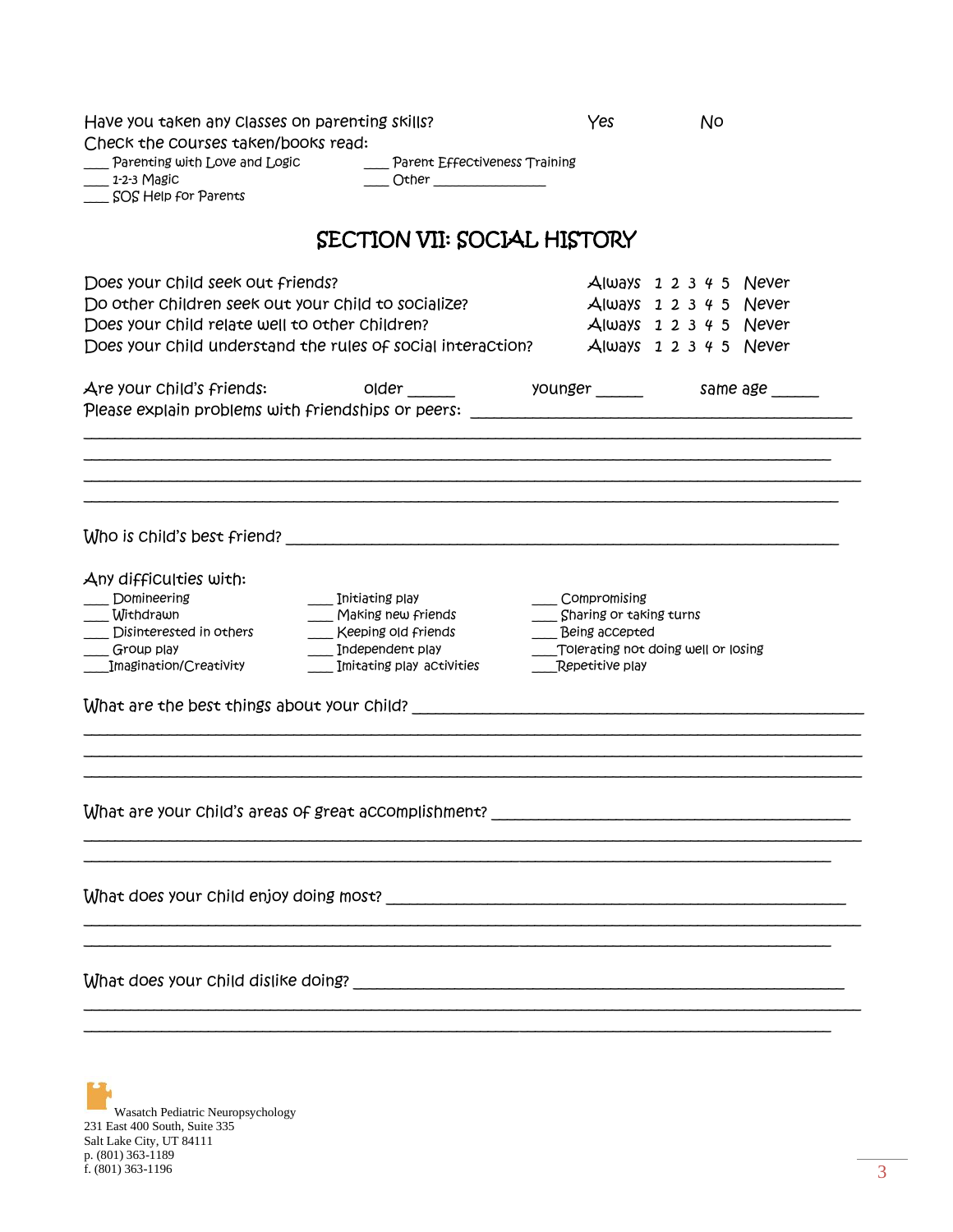Have you taken any classes on parenting skills? Yes No

Check the courses taken/books read:

___ Parenting with Love and Logic
___ 1-2-3 Magic
___ SOS Help for Parents
___ Parent Effectiveness Training
___ Other _______________

## SECTION VII: SOCIAL HISTORY

| | | | | | | | |
|---|---|---|---|---|---|---|---|
| Does your child seek out friends? | Always | 1 | 2 | 3 | 4 | 5 | Never |
| Do other children seek out your child to socialize? | Always | 1 | 2 | 3 | 4 | 5 | Never |
| Does your child relate well to other children? | Always | 1 | 2 | 3 | 4 | 5 | Never |
| Does your child understand the rules of social interaction? | Always | 1 | 2 | 3 | 4 | 5 | Never |

Are your child's friends: older _____ younger _____ same age _____

Please explain problems with friendships or peers: ____________________________________________

_____________________________________________________________________________________

_____________________________________________________________________________________

_____________________________________________________________________________________

_____________________________________________________________________________________

Who is child's best friend? ___________________________________________________________

Any difficulties with:

___ Domineering
___ Withdrawn
___ Disinterested in others
___ Group play
___ Imagination/Creativity
___ Initiating play
___ Making new friends
___ Keeping old friends
___ Independent play
___ Imitating play activities
___ Compromising
___ Sharing or taking turns
___ Being accepted
___ Tolerating not doing well or losing
___ Repetitive play

What are the best things about your child? ______________________________________________

_____________________________________________________________________________________

_____________________________________________________________________________________

_____________________________________________________________________________________

What are your child's areas of great accomplishment? ______________________________________

_____________________________________________________________________________________

_____________________________________________________________________________________

What does your child enjoy doing most? _________________________________________________

_____________________________________________________________________________________

_____________________________________________________________________________________

What does your child dislike doing? ____________________________________________________

_____________________________________________________________________________________

_____________________________________________________________________________________

Wasatch Pediatric Neuropsychology
231 East 400 South, Suite 335
Salt Lake City, UT 84111
p. (801) 363-1189
f. (801) 363-1196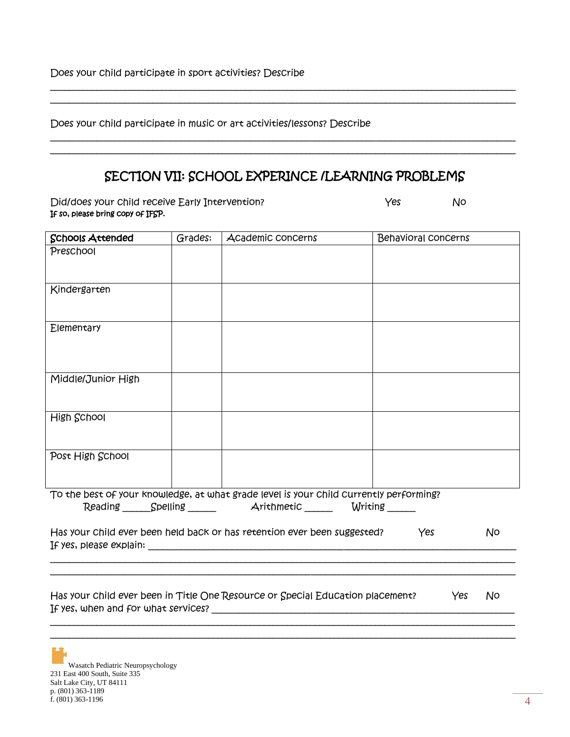Does your child participate in sport activities? Describe

_____________________________________________________________________________________________

_____________________________________________________________________________________________

Does your child participate in music or art activities/lessons? Describe

_____________________________________________________________________________________________

_____________________________________________________________________________________________

## SECTION VII: SCHOOL EXPERINCE /LEARNING PROBLEMS

Did/does your child receive Early Intervention? Yes No

**If so, please bring copy of IFSP.**

| Schools Attended | Grades: | Academic concerns | Behavioral concerns |
|---|---|---|---|
| Preschool | | | |
| Kindergarten | | | |
| Elementary | | | |
| Middle/Junior High | | | |
| High School | | | |
| Post High School | | | |

To the best of your knowledge, at what grade level is your child currently performing?

Reading _____ Spelling _____ Arithmetic _____ Writing _____

Has your child ever been held back or has retention ever been suggested? Yes No

If yes, please explain: _______________________________________________________________________

_____________________________________________________________________________________________

_____________________________________________________________________________________________

Has your child ever been in Title One Resource or Special Education placement? Yes No

If yes, when and for what services? ______________________________________________________________

_____________________________________________________________________________________________

_____________________________________________________________________________________________

Wasatch Pediatric Neuropsychology
231 East 400 South, Suite 335
Salt Lake City, UT 84111
p. (801) 363-1189
f. (801) 363-1196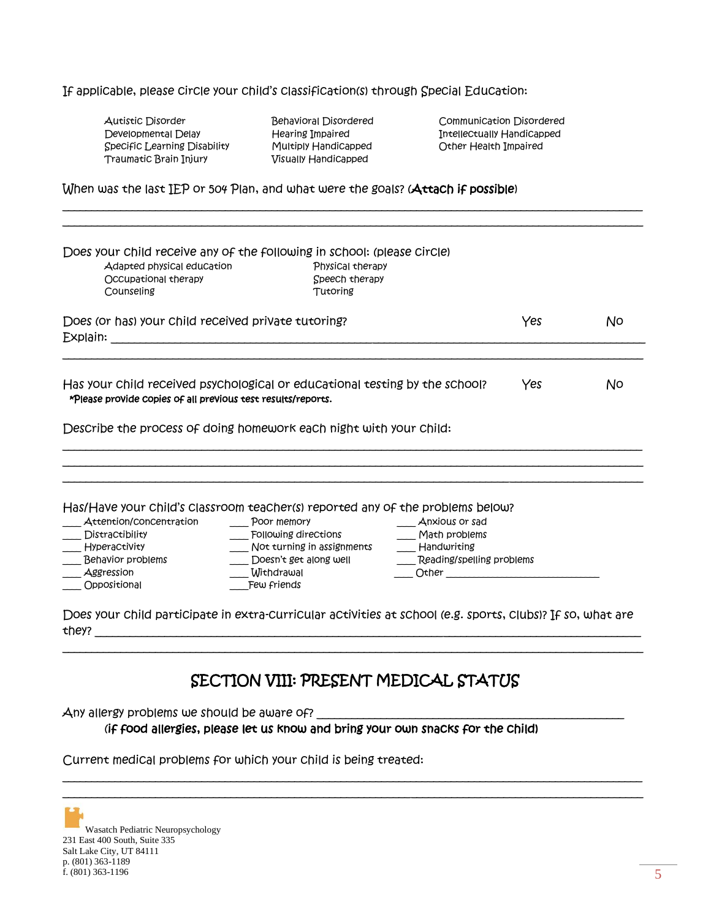If applicable, please circle your child's classification(s) through Special Education:

| | | |
|---|---|---|
| Autistic Disorder | Behavioral Disordered | Communication Disordered |
| Developmental Delay | Hearing Impaired | Intellectually Handicapped |
| Specific Learning Disability | Multiply Handicapped | Other Health Impaired |
| Traumatic Brain Injury | Visually Handicapped | |

When was the last IEP or 504 Plan, and what were the goals? (**Attach if possible**)

______________________________________________________________________________

______________________________________________________________________________

Does your child receive any of the following in school: (please circle)

| | |
|---|---|
| Adapted physical education | Physical therapy |
| Occupational therapy | Speech therapy |
| Counseling | Tutoring |

Does (or has) your child received private tutoring? Yes No

Explain: ______________________________________________________________________

______________________________________________________________________________

Has your child received psychological or educational testing by the school? Yes No

**\*Please provide copies of all previous test results/reports.**

Describe the process of doing homework each night with your child:

______________________________________________________________________________

______________________________________________________________________________

______________________________________________________________________________

Has/Have your child's classroom teacher(s) reported any of the problems below?

| | | |
|---|---|---|
| ___ Attention/concentration | ___ Poor memory | ___ Anxious or sad |
| ___ Distractibility | ___ Following directions | ___ Math problems |
| ___ Hyperactivity | ___ Not turning in assignments | ___ Handwriting |
| ___ Behavior problems | ___ Doesn't get along well | ___ Reading/spelling problems |
| ___ Aggression | ___ Withdrawal | ___ Other ______________________ |
| ___ Oppositional | ___ Few friends | |

Does your child participate in extra-curricular activities at school (e.g. sports, clubs)? If so, what are they? ______________________________________________________________________

______________________________________________________________________________

## SECTION VIII: PRESENT MEDICAL STATUS

Any allergy problems we should be aware of? ________________________________________

**(if food allergies, please let us know and bring your own snacks for the child)**

Current medical problems for which your child is being treated:

______________________________________________________________________________

______________________________________________________________________________

Wasatch Pediatric Neuropsychology
231 East 400 South, Suite 335
Salt Lake City, UT 84111
p. (801) 363-1189
f. (801) 363-1196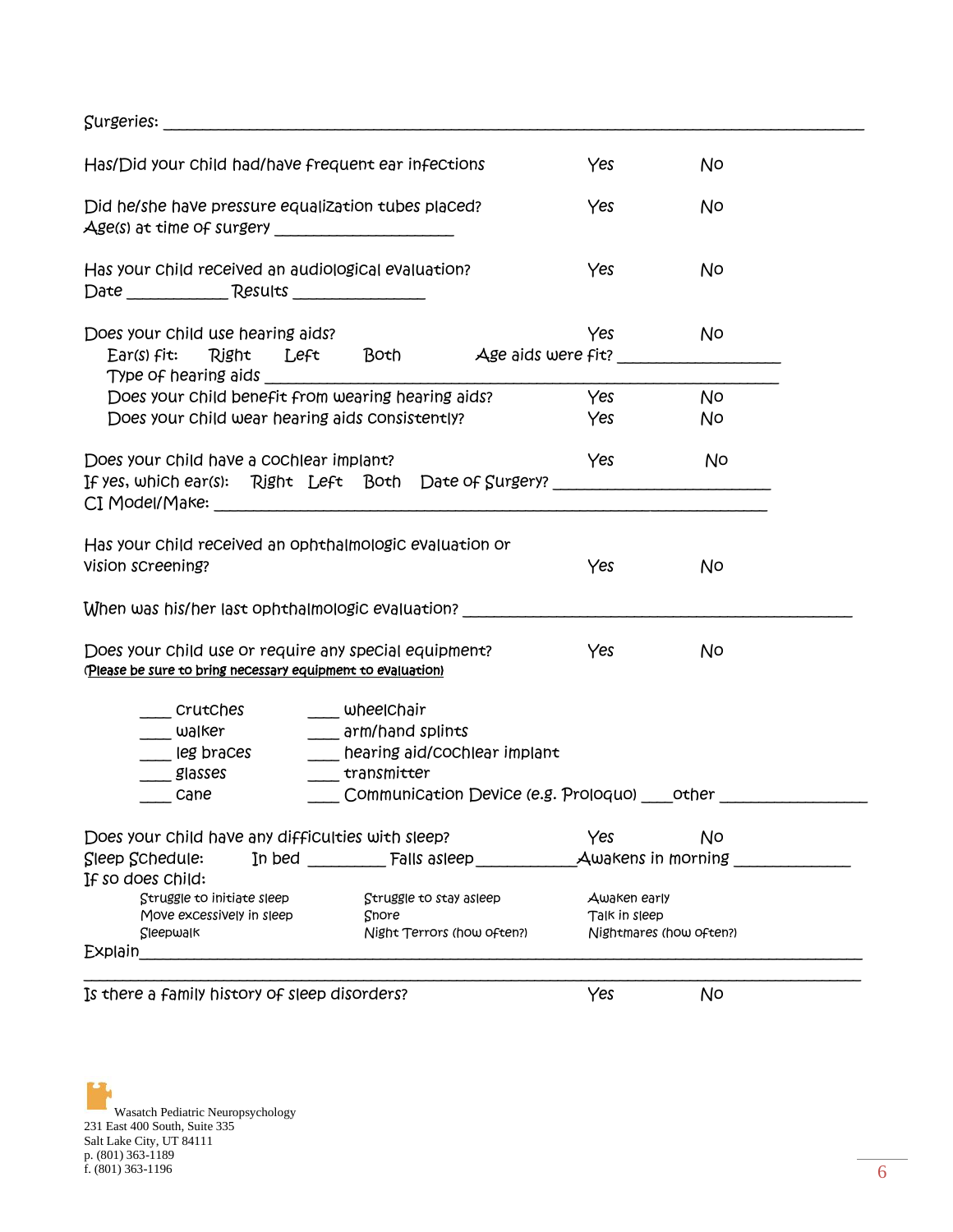Surgeries: ______________________________________________________________________________

Has/Did your child had/have frequent ear infections Yes No

Did he/she have pressure equalization tubes placed? Yes No
Age(s) at time of surgery ____________________

Has your child received an audiological evaluation? Yes No
Date ___________ Results _______________

Does your child use hearing aids? Yes No
Ear(s) fit: Right Left Both Age aids were fit? _________________
Type of hearing aids ____________________________________________________________
Does your child benefit from wearing hearing aids? Yes No
Does your child wear hearing aids consistently? Yes No

Does your child have a cochlear implant? Yes No
If yes, which ear(s): Right Left Both Date of Surgery? ______________________
CI Model/Make: ____________________________________________________________

Has your child received an ophthalmologic evaluation or vision screening? Yes No

When was his/her last ophthalmologic evaluation? __________________________________________

Does your child use or require any special equipment? Yes No
<u>(Please be sure to bring necessary equipment to evaluation)</u>

___ crutches ___ wheelchair
___ walker ___ arm/hand splints
___ leg braces ___ hearing aid/cochlear implant
___ glasses ___ transmitter
___ cane ___ Communication Device (e.g. Proloquo) ___other _______________

Does your child have any difficulties with sleep? Yes No
Sleep Schedule: In bed _________ Falls asleep ___________ Awakens in morning _____________
If so does child:

Struggle to initiate sleep Struggle to stay asleep Awaken early
Move excessively in sleep Snore Talk in sleep
Sleepwalk Night Terrors (how often?) Nightmares (how often?)

Explain_____________________________________________________________________________
____________________________________________________________________________________

Is there a family history of sleep disorders? Yes No

Wasatch Pediatric Neuropsychology
231 East 400 South, Suite 335
Salt Lake City, UT 84111
p. (801) 363-1189
f. (801) 363-1196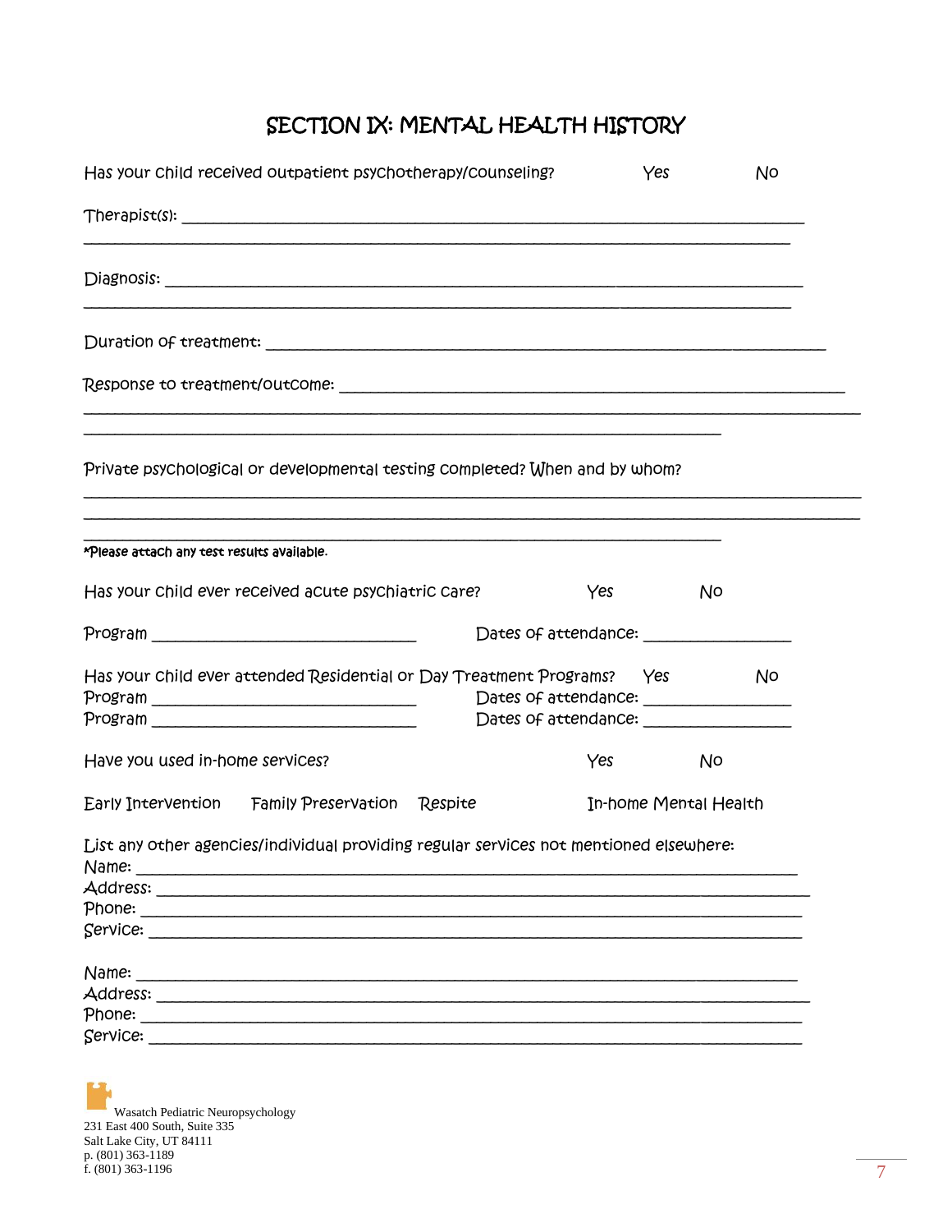# SECTION IX: MENTAL HEALTH HISTORY

Has your child received outpatient psychotherapy/counseling? Yes No

Therapist(s): ___________________________________________________________________________

_____________________________________________________________________________________

Diagnosis: ____________________________________________________________________________

_____________________________________________________________________________________

Duration of treatment: __________________________________________________________________

Response to treatment/outcome: ___________________________________________________________

_____________________________________________________________________________________

_____________________________________________________________________________________

Private psychological or developmental testing completed? When and by whom?

_____________________________________________________________________________________

_____________________________________________________________________________________

_____________________________________________________________________________________

*Please attach any test results available.

Has your child ever received acute psychiatric care? Yes No

Program _______________________________ Dates of attendance: ________________

Has your child ever attended Residential or Day Treatment Programs? Yes No

Program _______________________________ Dates of attendance: ________________

Program _______________________________ Dates of attendance: ________________

Have you used in-home services? Yes No

Early Intervention Family Preservation Respite In-home Mental Health

List any other agencies/individual providing regular services not mentioned elsewhere:

Name: _______________________________________________________________________________

Address: _____________________________________________________________________________

Phone: _______________________________________________________________________________

Service: ______________________________________________________________________________

Name: _______________________________________________________________________________

Address: _____________________________________________________________________________

Phone: _______________________________________________________________________________

Service: ______________________________________________________________________________

Wasatch Pediatric Neuropsychology
231 East 400 South, Suite 335
Salt Lake City, UT 84111
p. (801) 363-1189
f. (801) 363-1196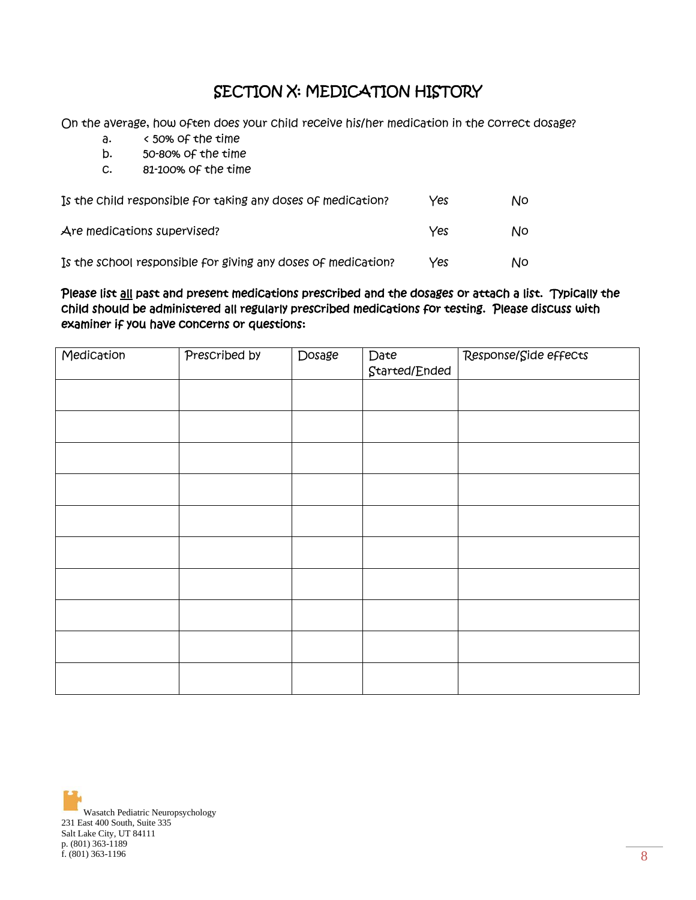# SECTION X: MEDICATION HISTORY

On the average, how often does your child receive his/her medication in the correct dosage?

a. < 50% of the time
b. 50-80% of the time
c. 81-100% of the time

Is the child responsible for taking any doses of medication? Yes No

Are medications supervised? Yes No

Is the school responsible for giving any doses of medication? Yes No

**Please list <u>all</u> past and present medications prescribed and the dosages or attach a list. Typically the child should be administered all regularly prescribed medications for testing. Please discuss with examiner if you have concerns or questions:**

| Medication | Prescribed by | Dosage | Date Started/Ended | Response/Side effects |
|---|---|---|---|---|
| | | | | |
| | | | | |
| | | | | |
| | | | | |
| | | | | |
| | | | | |
| | | | | |
| | | | | |
| | | | | |
| | | | | |

Wasatch Pediatric Neuropsychology
231 East 400 South, Suite 335
Salt Lake City, UT 84111
p. (801) 363-1189
f. (801) 363-1196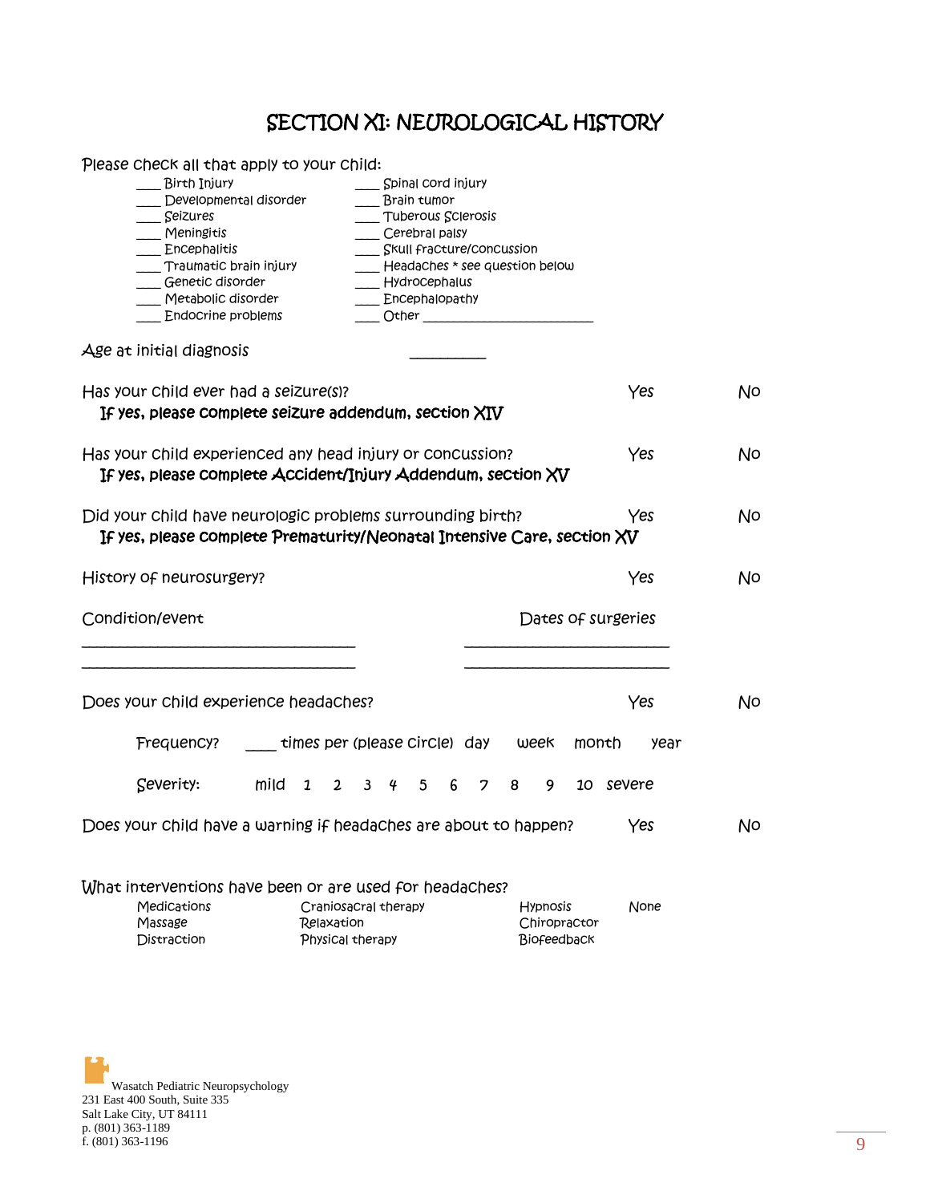# SECTION XI: NEUROLOGICAL HISTORY

Please check all that apply to your child:

| | |
|---|---|
| ___ Birth Injury | ___ Spinal cord injury |
| ___ Developmental disorder | ___ Brain tumor |
| ___ Seizures | ___ Tuberous Sclerosis |
| ___ Meningitis | ___ Cerebral palsy |
| ___ Encephalitis | ___ Skull fracture/concussion |
| ___ Traumatic brain injury | ___ Headaches * see question below |
| ___ Genetic disorder | ___ Hydrocephalus |
| ___ Metabolic disorder | ___ Encephalopathy |
| ___ Endocrine problems | ___ Other ________________________ |

Age at initial diagnosis __________

Has your child ever had a seizure(s)? Yes No
**If yes, please complete seizure addendum, section XIV**

Has your child experienced any head injury or concussion? Yes No
**If yes, please complete Accident/Injury Addendum, section XV**

Did your child have neurologic problems surrounding birth? Yes No
**If yes, please complete Prematurity/Neonatal Intensive Care, section XV**

History of neurosurgery? Yes No

| Condition/event | Dates of surgeries |
|---|---|
| ________________________________ | ________________________ |
| ________________________________ | ________________________ |

Does your child experience headaches? Yes No

Frequency? ____ times per (please circle) day week month year

Severity: mild 1 2 3 4 5 6 7 8 9 10 severe

Does your child have a warning if headaches are about to happen? Yes No

What interventions have been or are used for headaches?

| | | | |
|---|---|---|---|
| Medications | Craniosacral therapy | Hypnosis | None |
| Massage | Relaxation | Chiropractor | |
| Distraction | Physical therapy | Biofeedback | |

Wasatch Pediatric Neuropsychology
231 East 400 South, Suite 335
Salt Lake City, UT 84111
p. (801) 363-1189
f. (801) 363-1196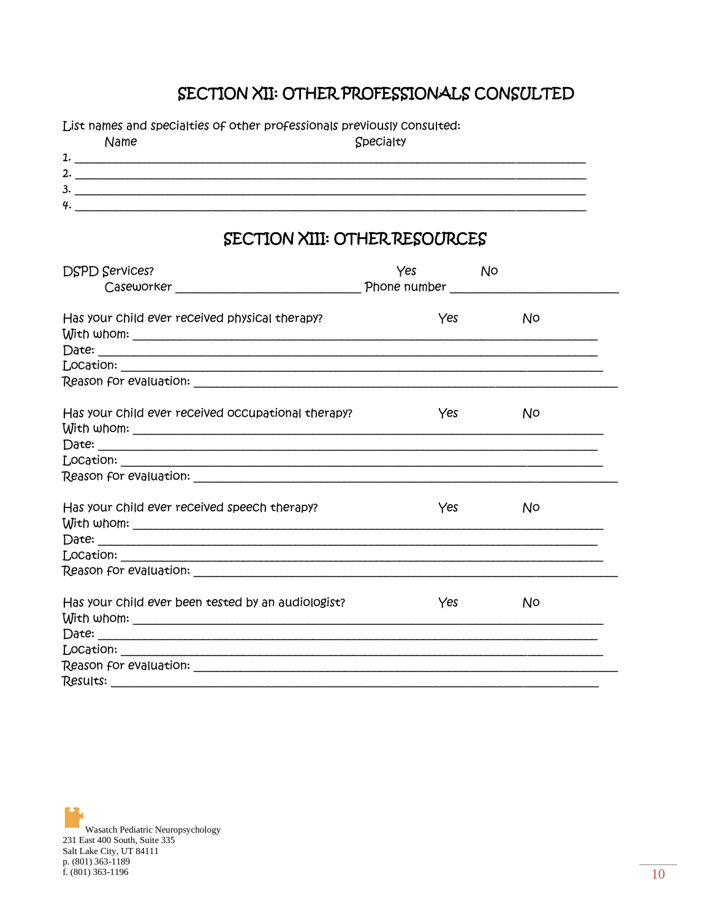## SECTION XII: OTHER PROFESSIONALS CONSULTED

List names and specialties of other professionals previously consulted:

Name Specialty

1. ______________________________________________________________________
2. ______________________________________________________________________
3. ______________________________________________________________________
4. ______________________________________________________________________

## SECTION XIII: OTHER RESOURCES

DSPD Services? Yes No

Caseworker ____________________________ Phone number ________________________

Has your child ever received physical therapy? Yes No

With whom: ________________________________________________________________

Date: ____________________________________________________________________

Location: _________________________________________________________________

Reason for evaluation: _______________________________________________________

Has your child ever received occupational therapy? Yes No

With whom: ________________________________________________________________

Date: ____________________________________________________________________

Location: _________________________________________________________________

Reason for evaluation: _______________________________________________________

Has your child ever received speech therapy? Yes No

With whom: ________________________________________________________________

Date: ____________________________________________________________________

Location: _________________________________________________________________

Reason for evaluation: _______________________________________________________

Has your child ever been tested by an audiologist? Yes No

With whom: ________________________________________________________________

Date: ____________________________________________________________________

Location: _________________________________________________________________

Reason for evaluation: _______________________________________________________

Results: __________________________________________________________________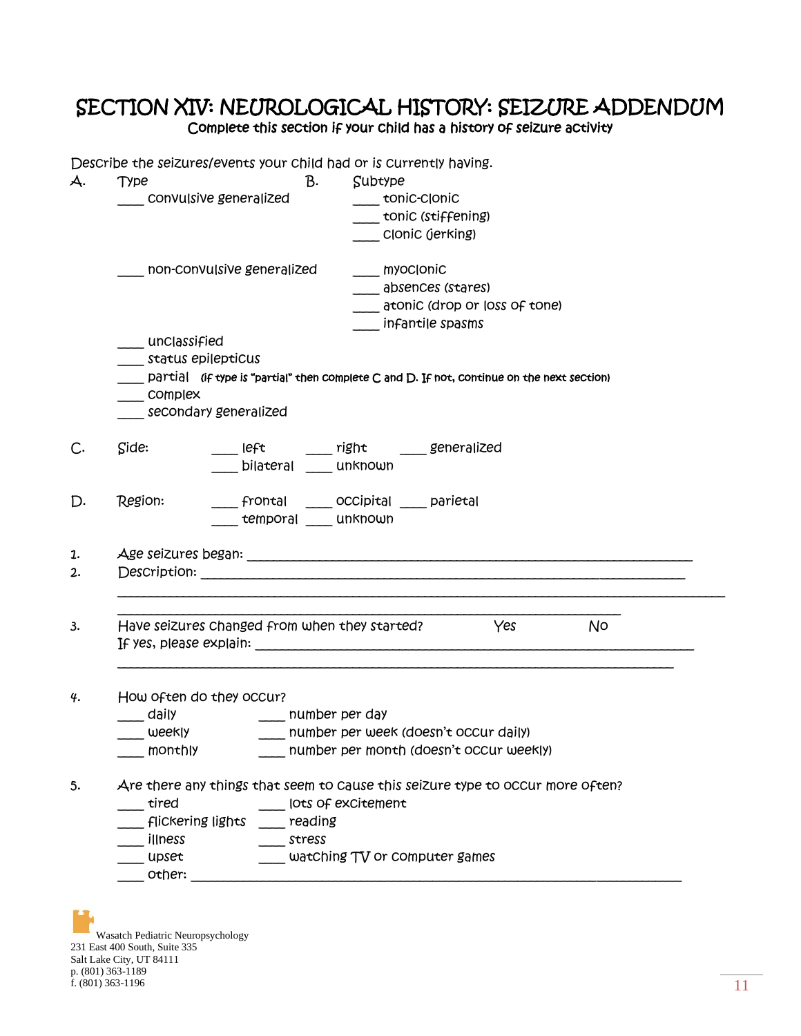# SECTION XIV: NEUROLOGICAL HISTORY: SEIZURE ADDENDUM

**Complete this section if your child has a history of seizure activity**

Describe the seizures/events your child had or is currently having.

A. Type / B. Subtype

____ convulsive generalized
- ____ tonic-clonic
- ____ tonic (stiffening)
- ____ clonic (jerking)

____ non-convulsive generalized
- ____ myoclonic
- ____ absences (stares)
- ____ atonic (drop or loss of tone)
- ____ infantile spasms

____ unclassified
____ status epilepticus
____ partial (if type is "partial" then complete C and D. If not, continue on the next section)
____ complex
____ secondary generalized

C. Side: ____ left ____ right ____ generalized ____ bilateral ____ unknown

D. Region: ____ frontal ____ occipital ____ parietal ____ temporal ____ unknown

1. Age seizures began: ______________________________________________

2. Description: ______________________________________________
______________________________________________
______________________________________________

3. Have seizures changed from when they started? Yes No
If yes, please explain: ______________________________________________
______________________________________________

4. How often do they occur?
- ____ daily ____ number per day
- ____ weekly ____ number per week (doesn't occur daily)
- ____ monthly ____ number per month (doesn't occur weekly)

5. Are there any things that seem to cause this seizure type to occur more often?
- ____ tired ____ lots of excitement
- ____ flickering lights ____ reading
- ____ illness ____ stress
- ____ upset ____ watching TV or computer games
- ____ other: ______________________________________________

Wasatch Pediatric Neuropsychology
231 East 400 South, Suite 335
Salt Lake City, UT 84111
p. (801) 363-1189
f. (801) 363-1196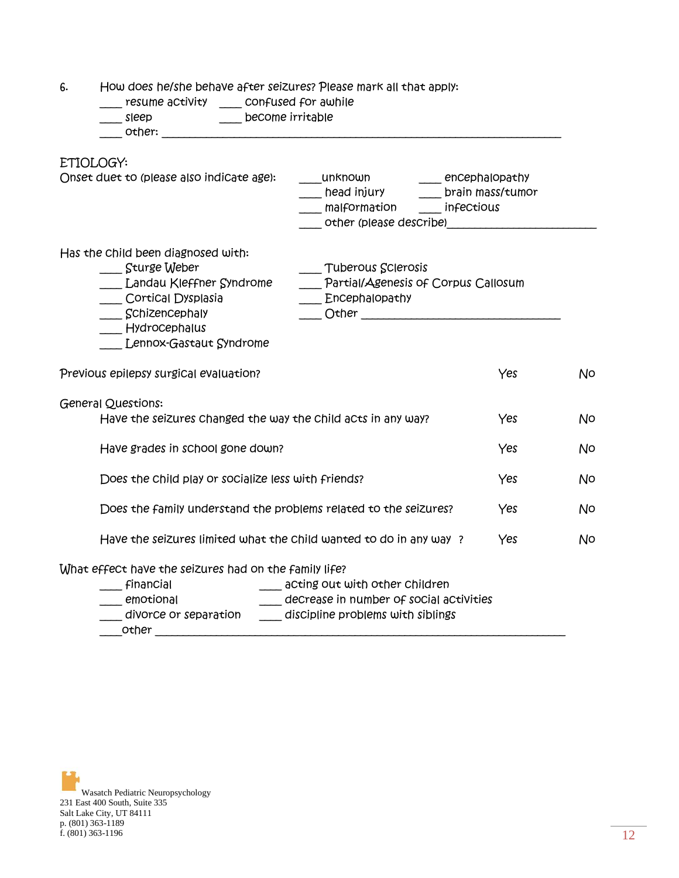6. How does he/she behave after seizures? Please mark all that apply:

____ resume activity ____ confused for awhile
____ sleep ____ become irritable
____ other: ________________________________________________________________

ETIOLOGY:

Onset duet to (please also indicate age):

____unknown ____ encephalopathy
____ head injury ____ brain mass/tumor
____ malformation ____ infectious
____ other (please describe)________________________

Has the child been diagnosed with:

____ Sturge Weber
____ Landau Kleffner Syndrome
____ Cortical Dysplasia
____ Schizencephaly
____ Hydrocephalus
____ Lennox-Gastaut Syndrome
____ Tuberous Sclerosis
____ Partial/Agenesis of Corpus Callosum
____ Encephalopathy
____ Other ________________________________

Previous epilepsy surgical evaluation? Yes No

General Questions:

Have the seizures changed the way the child acts in any way? Yes No

Have grades in school gone down? Yes No

Does the child play or socialize less with friends? Yes No

Does the family understand the problems related to the seizures? Yes No

Have the seizures limited what the child wanted to do in any way ? Yes No

What effect have the seizures had on the family life?

____ financial ____ acting out with other children
____ emotional ____ decrease in number of social activities
____ divorce or separation ____ discipline problems with siblings
____other __________________________________________________________________

Wasatch Pediatric Neuropsychology
231 East 400 South, Suite 335
Salt Lake City, UT 84111
p. (801) 363-1189
f. (801) 363-1196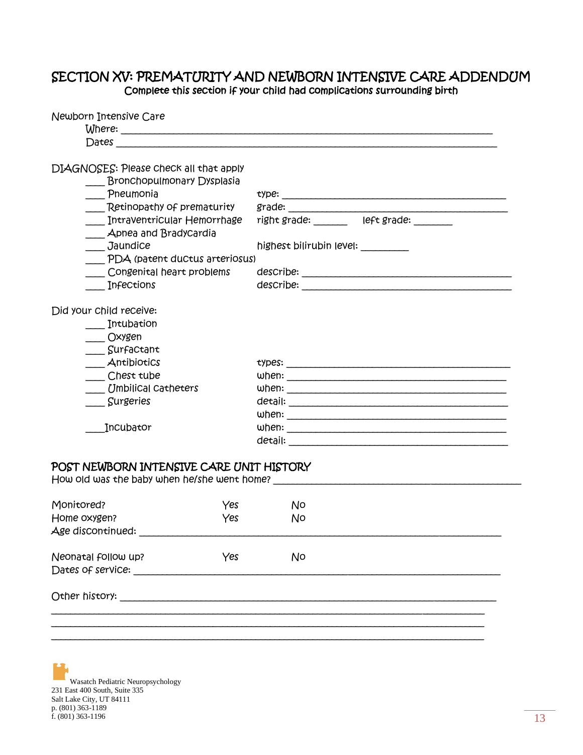## SECTION XV: PREMATURITY AND NEWBORN INTENSIVE CARE ADDENDUM

Complete this section if your child had complications surrounding birth

Newborn Intensive Care

Where: ___________________________________________________________________

Dates ____________________________________________________________________

DIAGNOSES: Please check all that apply

____ Bronchopulmonary Dysplasia

____ Pneumonia type: _______________________________________

____ Retinopathy of prematurity grade: _______________________________________

____ Intraventricular Hemorrhage right grade: _______ left grade: ________

____ Apnea and Bradycardia

____ Jaundice highest bilirubin level: __________

____ PDA (patent ductus arteriosus)

____ Congenital heart problems describe: ___________________________________

____ Infections describe: ___________________________________

Did your child receive:

____ Intubation

____ Oxygen

____ Surfactant

____ Antibiotics types: _______________________________________

____ Chest tube when: _______________________________________

____ Umbilical catheters when: _______________________________________

____ Surgeries detail: _______________________________________
when: _______________________________________

____ Incubator when: _______________________________________
detail: _______________________________________

## POST NEWBORN INTENSIVE CARE UNIT HISTORY

How old was the baby when he/she went home? _______________________________________

Monitored? Yes No

Home oxygen? Yes No

Age discontinued: ____________________________________________________________

Neonatal follow up? Yes No

Dates of service: _____________________________________________________________

Other history: ________________________________________________________________

_________________________________________________________________________

_________________________________________________________________________

_________________________________________________________________________

Wasatch Pediatric Neuropsychology
231 East 400 South, Suite 335
Salt Lake City, UT 84111
p. (801) 363-1189
f. (801) 363-1196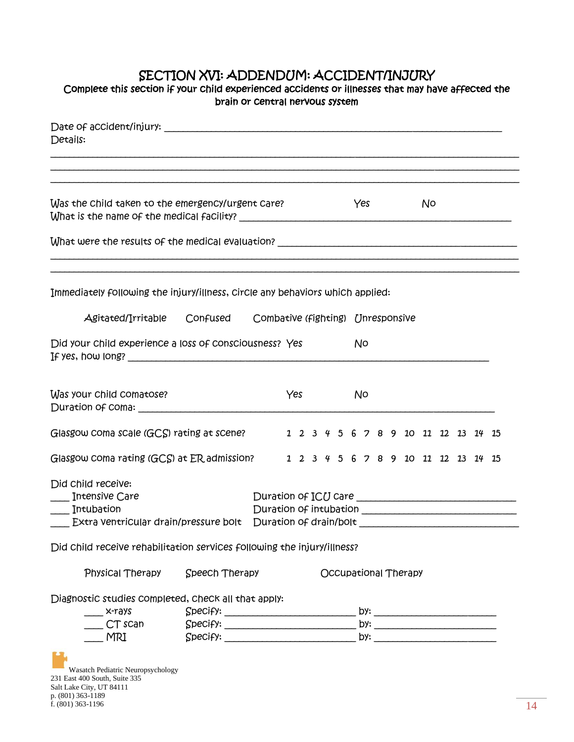# SECTION XVI: ADDENDUM: ACCIDENT/INJURY

**Complete this section if your child experienced accidents or illnesses that may have affected the brain or central nervous system**

Date of accident/injury: ___________________________________________________________________

Details:

______________________________________________________________________________________

______________________________________________________________________________________

______________________________________________________________________________________

Was the child taken to the emergency/urgent care? Yes No

What is the name of the medical facility? ________________________________________________

What were the results of the medical evaluation? __________________________________________

______________________________________________________________________________________

______________________________________________________________________________________

Immediately following the injury/illness, circle any behaviors which applied:

Agitated/Irritable Confused Combative (fighting) Unresponsive

Did your child experience a loss of consciousness? Yes No

If yes, how long? __________________________________________________________________

Was your child comatose? Yes No

Duration of coma: _________________________________________________________________

Glasgow coma scale (GCS) rating at scene? 1 2 3 4 5 6 7 8 9 10 11 12 13 14 15

Glasgow coma rating (GCS) at ER admission? 1 2 3 4 5 6 7 8 9 10 11 12 13 14 15

Did child receive:

____ Intensive Care Duration of ICU care ___________________________

____ Intubation Duration of intubation ___________________________

____ Extra ventricular drain/pressure bolt Duration of drain/bolt ___________________________

Did child receive rehabilitation services following the injury/illness?

Physical Therapy Speech Therapy Occupational Therapy

Diagnostic studies completed, check all that apply:

____ x-rays Specify: ______________________ by: ______________________

____ CT scan Specify: ______________________ by: ______________________

____ MRI Specify: ______________________ by: ______________________

Wasatch Pediatric Neuropsychology
231 East 400 South, Suite 335
Salt Lake City, UT 84111
p. (801) 363-1189
f. (801) 363-1196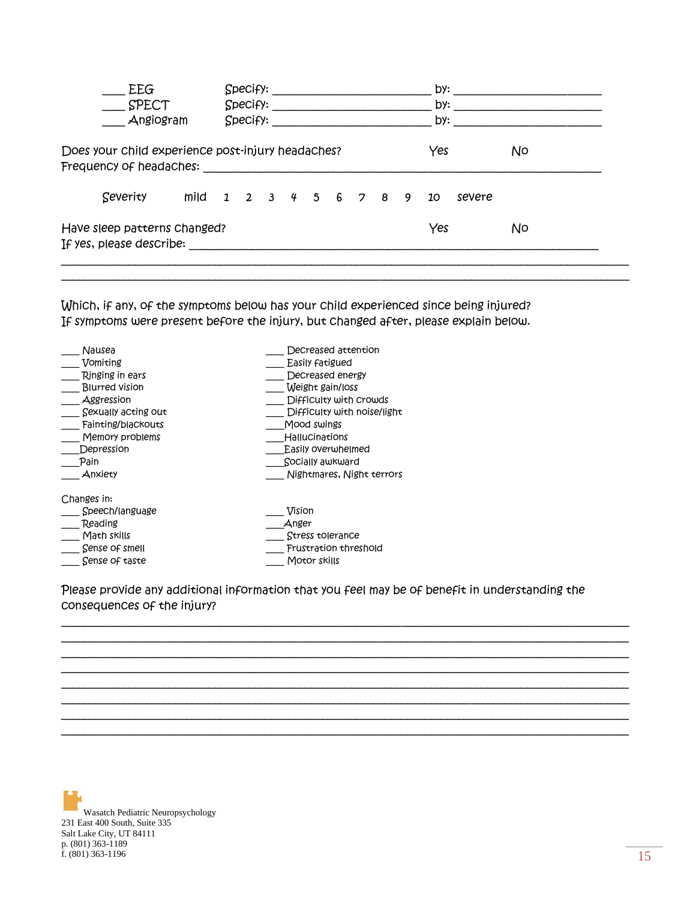___ EEG Specify: ______________________ by: ______________________

___ SPECT Specify: ______________________ by: ______________________

___ Angiogram Specify: ______________________ by: ______________________

Does your child experience post-injury headaches? Yes No

Frequency of headaches: ____________________________________________________________

Severity mild 1 2 3 4 5 6 7 8 9 10 severe

Have sleep patterns changed? Yes No

If yes, please describe: ____________________________________________________________

____________________________________________________________________________________

____________________________________________________________________________________

Which, if any, of the symptoms below has your child experienced since being injured? If symptoms were present before the injury, but changed after, please explain below.

___ Nausea
___ Vomiting
___ Ringing in ears
___ Blurred vision
___ Aggression
___ Sexually acting out
___ Fainting/blackouts
___ Memory problems
___ Depression
___ Pain
___ Anxiety
___ Decreased attention
___ Easily fatigued
___ Decreased energy
___ Weight gain/loss
___ Difficulty with crowds
___ Difficulty with noise/light
___ Mood swings
___ Hallucinations
___ Easily overwhelmed
___ Socially awkward
___ Nightmares, Night terrors

Changes in:

___ Speech/language
___ Reading
___ Math skills
___ Sense of smell
___ Sense of taste
___ Vision
___ Anger
___ Stress tolerance
___ Frustration threshold
___ Motor skills

Please provide any additional information that you feel may be of benefit in understanding the consequences of the injury?

____________________________________________________________________________________

____________________________________________________________________________________

____________________________________________________________________________________

____________________________________________________________________________________

____________________________________________________________________________________

____________________________________________________________________________________

____________________________________________________________________________________

____________________________________________________________________________________

Wasatch Pediatric Neuropsychology
231 East 400 South, Suite 335
Salt Lake City, UT 84111
p. (801) 363-1189
f. (801) 363-1196